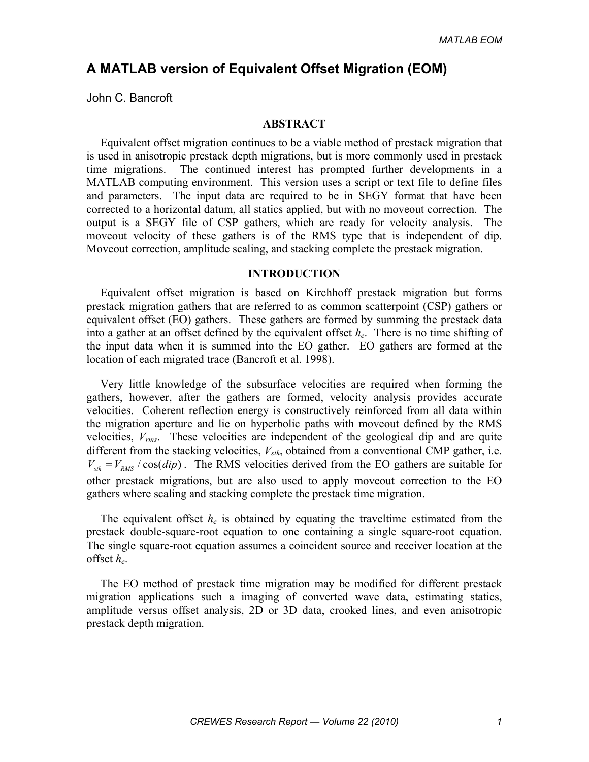# A MATLAB version of Equivalent Offset Migration (EOM)

John C. Bancroft

## ABSTRACT

Equivalent offset migration continues to be a viable method of prestack migration that is used in anisotropic prestack depth migrations, but is more commonly used in prestack time migrations. The continued interest has prompted further developments in a MATLAB computing environment. This version uses a script or text file to define files and parameters. The input data are required to be in SEGY format that have been corrected to a horizontal datum, all statics applied, but with no moveout correction. The output is a SEGY file of CSP gathers, which are ready for velocity analysis. The moveout velocity of these gathers is of the RMS type that is independent of dip. Moveout correction, amplitude scaling, and stacking complete the prestack migration.

## INTRODUCTION

Equivalent offset migration is based on Kirchhoff prestack migration but forms prestack migration gathers that are referred to as common scatterpoint (CSP) gathers or equivalent offset (EO) gathers. These gathers are formed by summing the prestack data into a gather at an offset defined by the equivalent offset $h_e$. There is no time shifting of the input data when it is summed into the EO gather. EO gathers are formed at the location of each migrated trace (Bancroft et al. 1998).

Very little knowledge of the subsurface velocities are required when forming the gathers, however, after the gathers are formed, velocity analysis provides accurate velocities. Coherent reflection energy is constructively reinforced from all data within the migration aperture and lie on hyperbolic paths with moveout defined by the RMS velocities, $V_{rms}$. These velocities are independent of the geological dip and are quite different from the stacking velocities, $V_{stk}$, obtained from a conventional CMP gather, i.e. $V_{stk} = V_{RMS} / \cos(dip)$. The RMS velocities derived from the EO gathers are suitable for other prestack migrations, but are also used to apply moveout correction to the EO gathers where scaling and stacking complete the prestack time migration.

The equivalent offset $h_e$ is obtained by equating the traveltime estimated from the prestack double-square-root equation to one containing a single square-root equation. The single square-root equation assumes a coincident source and receiver location at the offset $h_e$.

The EO method of prestack time migration may be modified for different prestack migration applications such a imaging of converted wave data, estimating statics, amplitude versus offset analysis, 2D or 3D data, crooked lines, and even anisotropic prestack depth migration.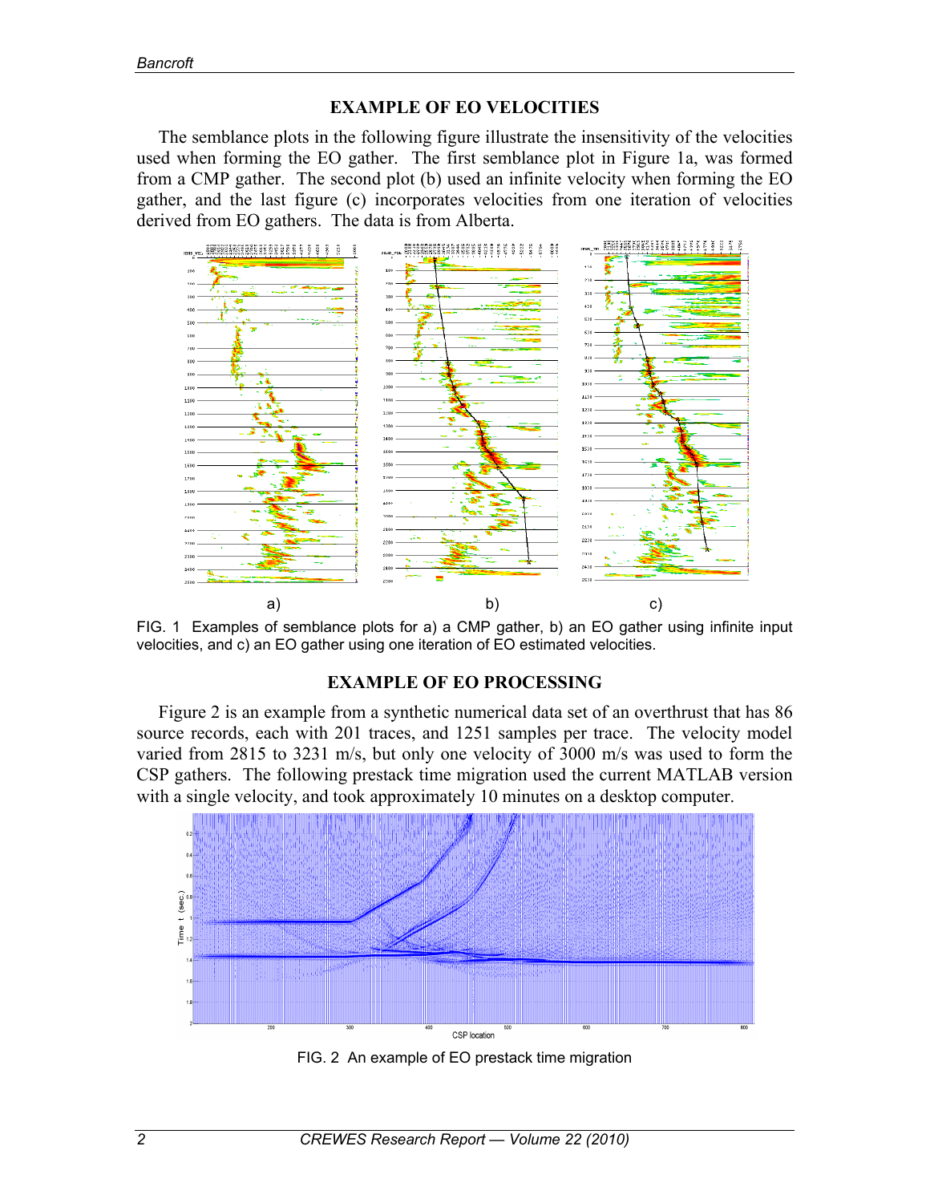## EXAMPLE OF EO VELOCITIES

The semblance plots in the following figure illustrate the insensitivity of the velocities used when forming the EO gather. The first semblance plot in Figure 1a, was formed from a CMP gather. The second plot (b) used an infinite velocity when forming the EO gather, and the last figure (c) incorporates velocities from one iteration of velocities derived from EO gathers. The data is from Alberta.

FIG. 1 Examples of semblance plots for a) a CMP gather, b) an EO gather using infinite input velocities, and c) an EO gather using one iteration of EO estimated velocities.

## EXAMPLE OF EO PROCESSING

Figure 2 is an example from a synthetic numerical data set of an overthrust that has 86 source records, each with 201 traces, and 1251 samples per trace. The velocity model varied from 2815 to 3231 m/s, but only one velocity of 3000 m/s was used to form the CSP gathers. The following prestack time migration used the current MATLAB version with a single velocity, and took approximately 10 minutes on a desktop computer.

FIG. 2 An example of EO prestack time migration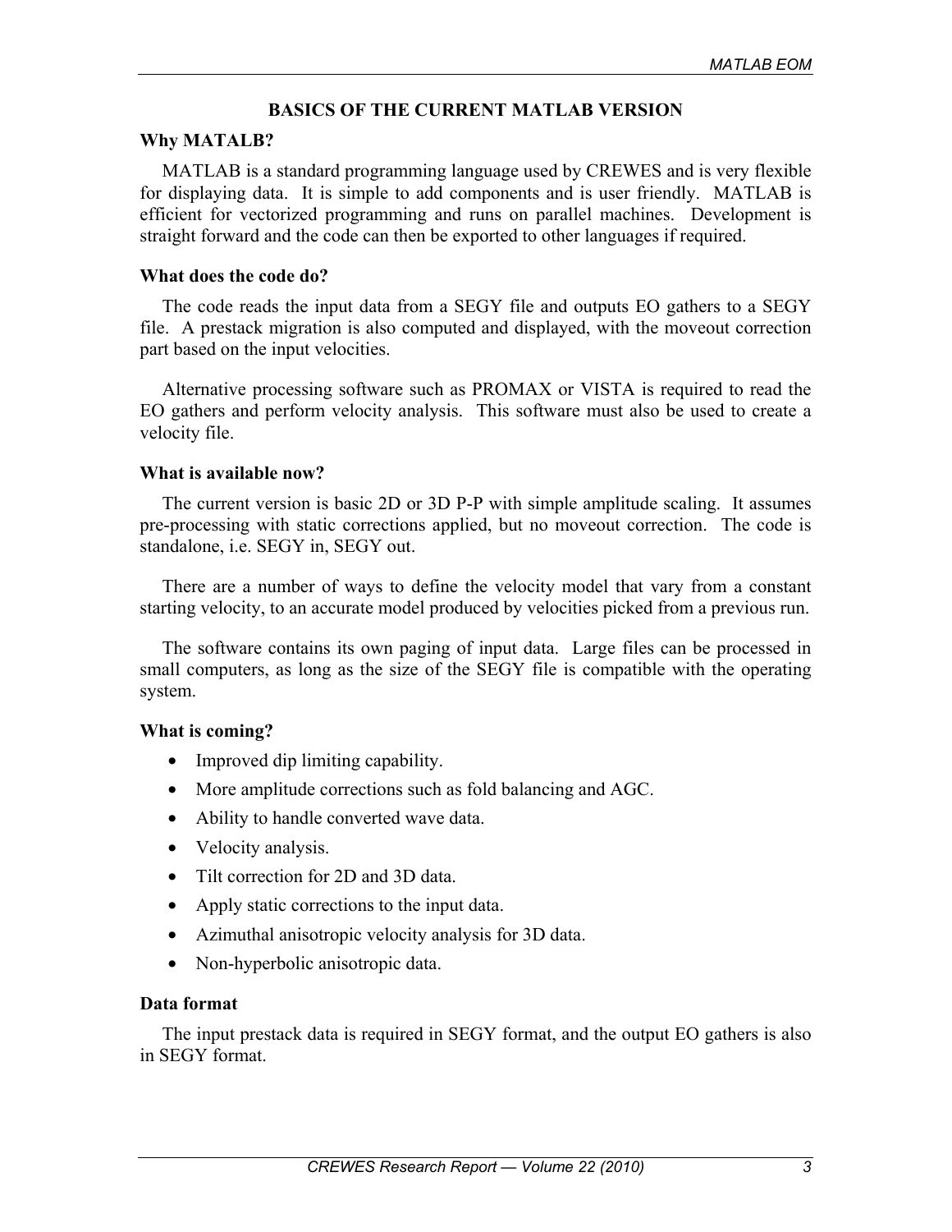## BASICS OF THE CURRENT MATLAB VERSION

### Why MATALB?

MATLAB is a standard programming language used by CREWES and is very flexible for displaying data. It is simple to add components and is user friendly. MATLAB is efficient for vectorized programming and runs on parallel machines. Development is straight forward and the code can then be exported to other languages if required.

### What does the code do?

The code reads the input data from a SEGY file and outputs EO gathers to a SEGY file. A prestack migration is also computed and displayed, with the moveout correction part based on the input velocities.

Alternative processing software such as PROMAX or VISTA is required to read the EO gathers and perform velocity analysis. This software must also be used to create a velocity file.

### What is available now?

The current version is basic 2D or 3D P-P with simple amplitude scaling. It assumes pre-processing with static corrections applied, but no moveout correction. The code is standalone, i.e. SEGY in, SEGY out.

There are a number of ways to define the velocity model that vary from a constant starting velocity, to an accurate model produced by velocities picked from a previous run.

The software contains its own paging of input data. Large files can be processed in small computers, as long as the size of the SEGY file is compatible with the operating system.

### What is coming?

- Improved dip limiting capability.
- More amplitude corrections such as fold balancing and AGC.
- Ability to handle converted wave data.
- Velocity analysis.
- Tilt correction for 2D and 3D data.
- Apply static corrections to the input data.
- Azimuthal anisotropic velocity analysis for 3D data.
- Non-hyperbolic anisotropic data.

### Data format

The input prestack data is required in SEGY format, and the output EO gathers is also in SEGY format.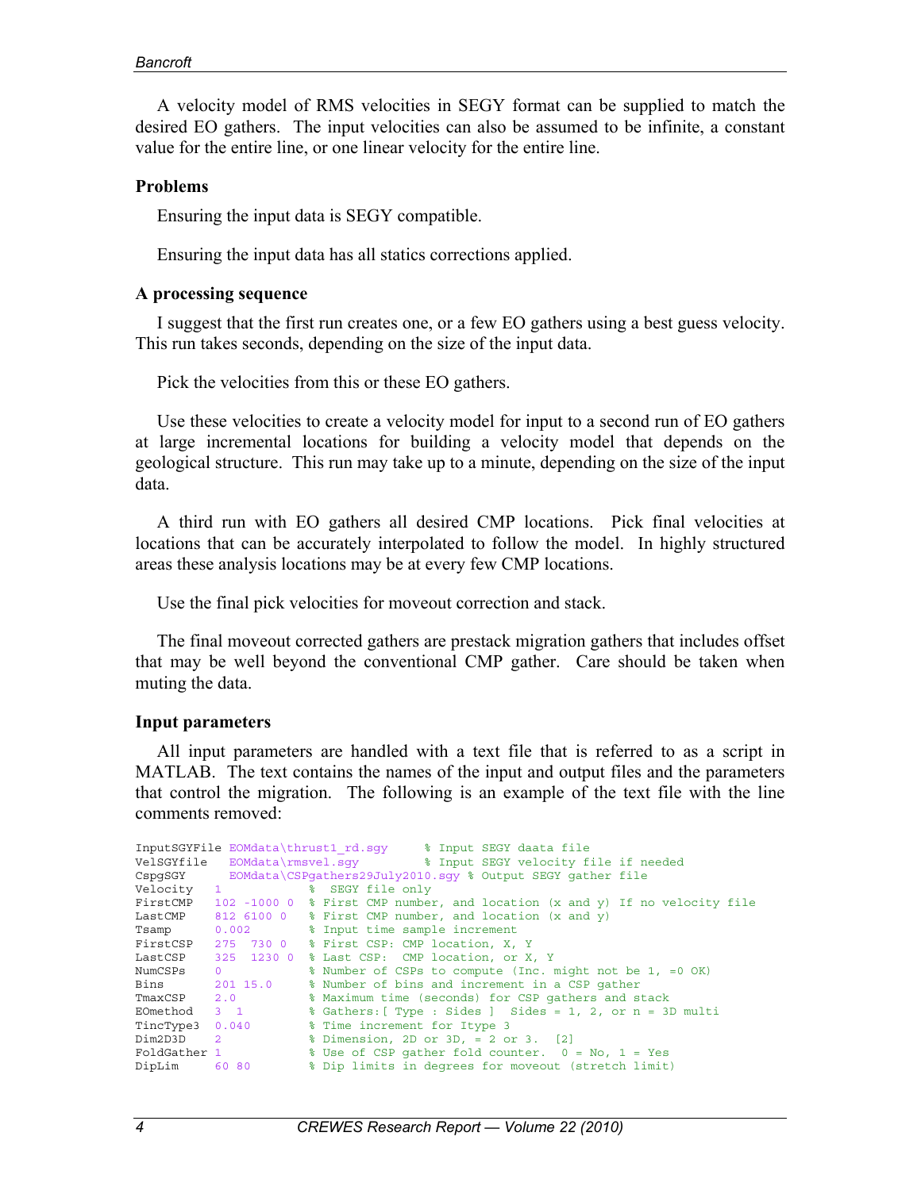A velocity model of RMS velocities in SEGY format can be supplied to match the desired EO gathers. The input velocities can also be assumed to be infinite, a constant value for the entire line, or one linear velocity for the entire line.

### Problems

Ensuring the input data is SEGY compatible.

Ensuring the input data has all statics corrections applied.

### A processing sequence

I suggest that the first run creates one, or a few EO gathers using a best guess velocity. This run takes seconds, depending on the size of the input data.

Pick the velocities from this or these EO gathers.

Use these velocities to create a velocity model for input to a second run of EO gathers at large incremental locations for building a velocity model that depends on the geological structure. This run may take up to a minute, depending on the size of the input data.

A third run with EO gathers all desired CMP locations. Pick final velocities at locations that can be accurately interpolated to follow the model. In highly structured areas these analysis locations may be at every few CMP locations.

Use the final pick velocities for moveout correction and stack.

The final moveout corrected gathers are prestack migration gathers that includes offset that may be well beyond the conventional CMP gather. Care should be taken when muting the data.

### Input parameters

All input parameters are handled with a text file that is referred to as a script in MATLAB. The text contains the names of the input and output files and the parameters that control the migration. The following is an example of the text file with the line comments removed:

```
InputSGYFile EOMdata\thrust1_rd.sgy     % Input SEGY daata file
VelSGYfile   EOMdata\rmsvel.sgy         % Input SEGY velocity file if needed
CspgSGY      EOMdata\CSPgathers29July2010.sgy % Output SEGY gather file
Velocity    1             %  SEGY file only
FirstCMP    102 -1000 0   % First CMP number, and location (x and y) If no velocity file
LastCMP     812 6100 0    % First CMP number, and location (x and y)
Tsamp       0.002         % Input time sample increment
FirstCSP    275  730 0    % First CSP: CMP location, X, Y
LastCSP     325  1230 0   % Last CSP:  CMP location, or X, Y
NumCSPs     0             % Number of CSPs to compute (Inc. might not be 1, =0 OK)
Bins        201 15.0      % Number of bins and increment in a CSP gather
TmaxCSP     2.0           % Maximum time (seconds) for CSP gathers and stack
EOmethod    3  1          % Gathers:[ Type : Sides ]  Sides = 1, 2, or n = 3D multi
TincType3   0.040         % Time increment for Itype 3
Dim2D3D     2             % Dimension, 2D or 3D, = 2 or 3.  [2]
FoldGather 1              % Use of CSP gather fold counter.  0 = No, 1 = Yes
DipLim      60 80         % Dip limits in degrees for moveout (stretch limit)
```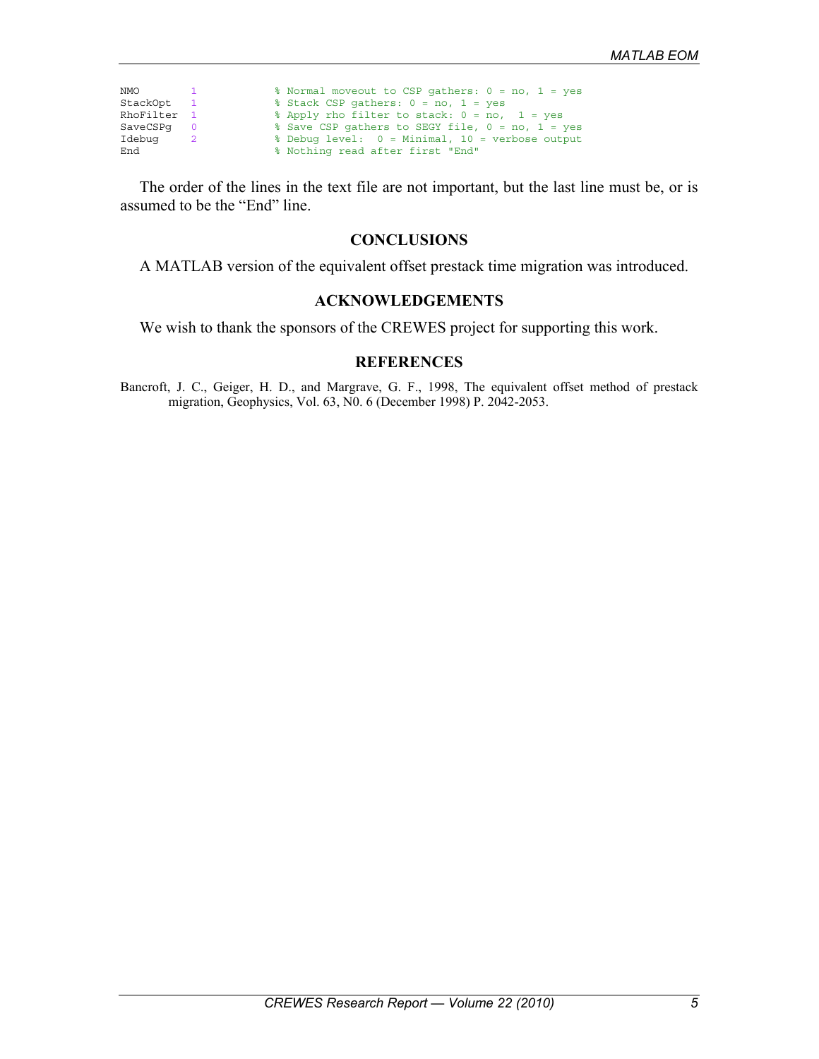```
NMO         1            % Normal moveout to CSP gathers: 0 = no, 1 = yes
StackOpt    1            % Stack CSP gathers: 0 = no, 1 = yes
RhoFilter   1            % Apply rho filter to stack: 0 = no,  1 = yes
SaveCSPg    0            % Save CSP gathers to SEGY file, 0 = no, 1 = yes
Idebug      2            % Debug level:  0 = Minimal, 10 = verbose output
End                      % Nothing read after first "End"
```

The order of the lines in the text file are not important, but the last line must be, or is assumed to be the "End" line.

## CONCLUSIONS

A MATLAB version of the equivalent offset prestack time migration was introduced.

## ACKNOWLEDGEMENTS

We wish to thank the sponsors of the CREWES project for supporting this work.

## REFERENCES

Bancroft, J. C., Geiger, H. D., and Margrave, G. F., 1998, The equivalent offset method of prestack migration, Geophysics, Vol. 63, N0. 6 (December 1998) P. 2042-2053.